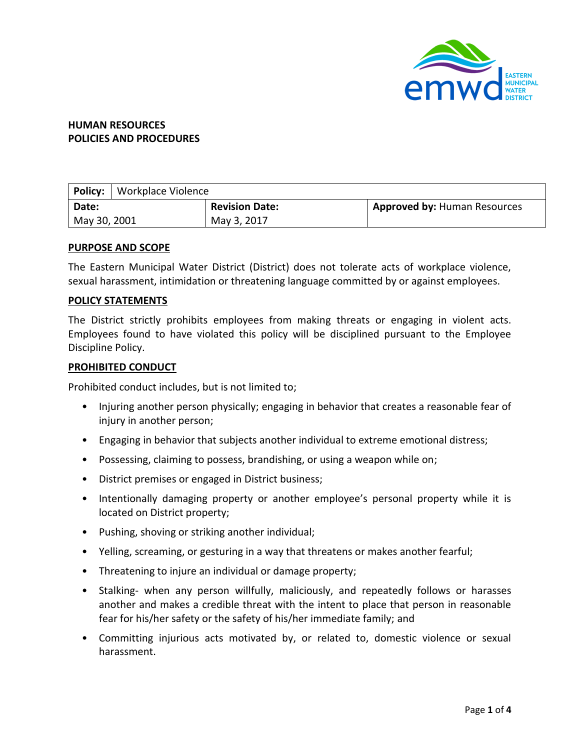**HUMAN RESOURCES**
**POLICIES AND PROCEDURES**

| **Policy:** Workplace Violence | | |
|---|---|---|
| **Date:** May 30, 2001 | **Revision Date:** May 3, 2017 | **Approved by:** Human Resources |

## PURPOSE AND SCOPE

The Eastern Municipal Water District (District) does not tolerate acts of workplace violence, sexual harassment, intimidation or threatening language committed by or against employees.

## POLICY STATEMENTS

The District strictly prohibits employees from making threats or engaging in violent acts. Employees found to have violated this policy will be disciplined pursuant to the Employee Discipline Policy.

## PROHIBITED CONDUCT

Prohibited conduct includes, but is not limited to;

- Injuring another person physically; engaging in behavior that creates a reasonable fear of injury in another person;
- Engaging in behavior that subjects another individual to extreme emotional distress;
- Possessing, claiming to possess, brandishing, or using a weapon while on;
- District premises or engaged in District business;
- Intentionally damaging property or another employee's personal property while it is located on District property;
- Pushing, shoving or striking another individual;
- Yelling, screaming, or gesturing in a way that threatens or makes another fearful;
- Threatening to injure an individual or damage property;
- Stalking- when any person willfully, maliciously, and repeatedly follows or harasses another and makes a credible threat with the intent to place that person in reasonable fear for his/her safety or the safety of his/her immediate family; and
- Committing injurious acts motivated by, or related to, domestic violence or sexual harassment.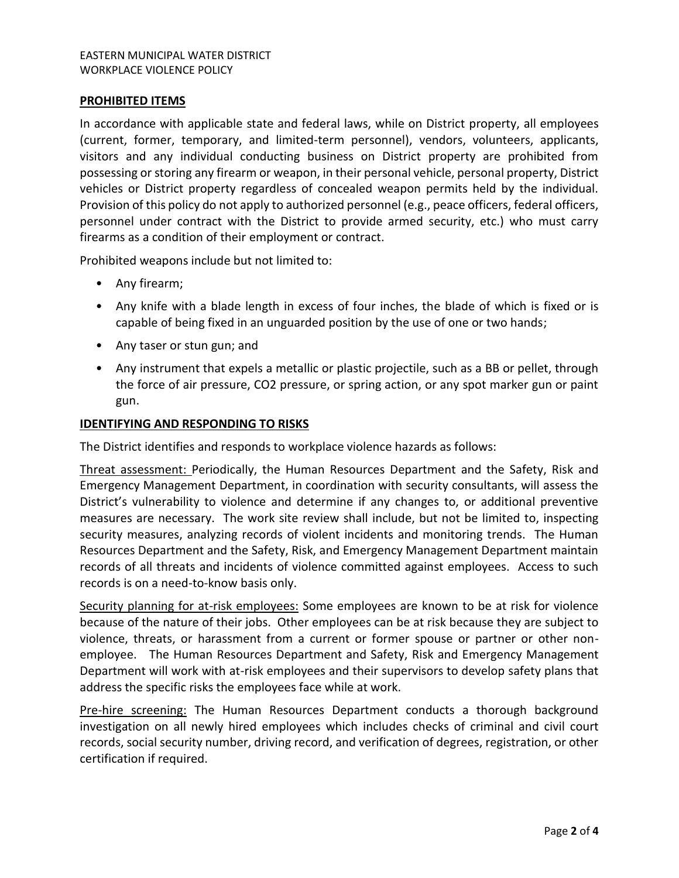## PROHIBITED ITEMS

In accordance with applicable state and federal laws, while on District property, all employees (current, former, temporary, and limited-term personnel), vendors, volunteers, applicants, visitors and any individual conducting business on District property are prohibited from possessing or storing any firearm or weapon, in their personal vehicle, personal property, District vehicles or District property regardless of concealed weapon permits held by the individual. Provision of this policy do not apply to authorized personnel (e.g., peace officers, federal officers, personnel under contract with the District to provide armed security, etc.) who must carry firearms as a condition of their employment or contract.

Prohibited weapons include but not limited to:

- Any firearm;
- Any knife with a blade length in excess of four inches, the blade of which is fixed or is capable of being fixed in an unguarded position by the use of one or two hands;
- Any taser or stun gun; and
- Any instrument that expels a metallic or plastic projectile, such as a BB or pellet, through the force of air pressure, CO2 pressure, or spring action, or any spot marker gun or paint gun.

## IDENTIFYING AND RESPONDING TO RISKS

The District identifies and responds to workplace violence hazards as follows:

Threat assessment: Periodically, the Human Resources Department and the Safety, Risk and Emergency Management Department, in coordination with security consultants, will assess the District's vulnerability to violence and determine if any changes to, or additional preventive measures are necessary. The work site review shall include, but not be limited to, inspecting security measures, analyzing records of violent incidents and monitoring trends. The Human Resources Department and the Safety, Risk, and Emergency Management Department maintain records of all threats and incidents of violence committed against employees. Access to such records is on a need-to-know basis only.

Security planning for at-risk employees: Some employees are known to be at risk for violence because of the nature of their jobs. Other employees can be at risk because they are subject to violence, threats, or harassment from a current or former spouse or partner or other non-employee. The Human Resources Department and Safety, Risk and Emergency Management Department will work with at-risk employees and their supervisors to develop safety plans that address the specific risks the employees face while at work.

Pre-hire screening: The Human Resources Department conducts a thorough background investigation on all newly hired employees which includes checks of criminal and civil court records, social security number, driving record, and verification of degrees, registration, or other certification if required.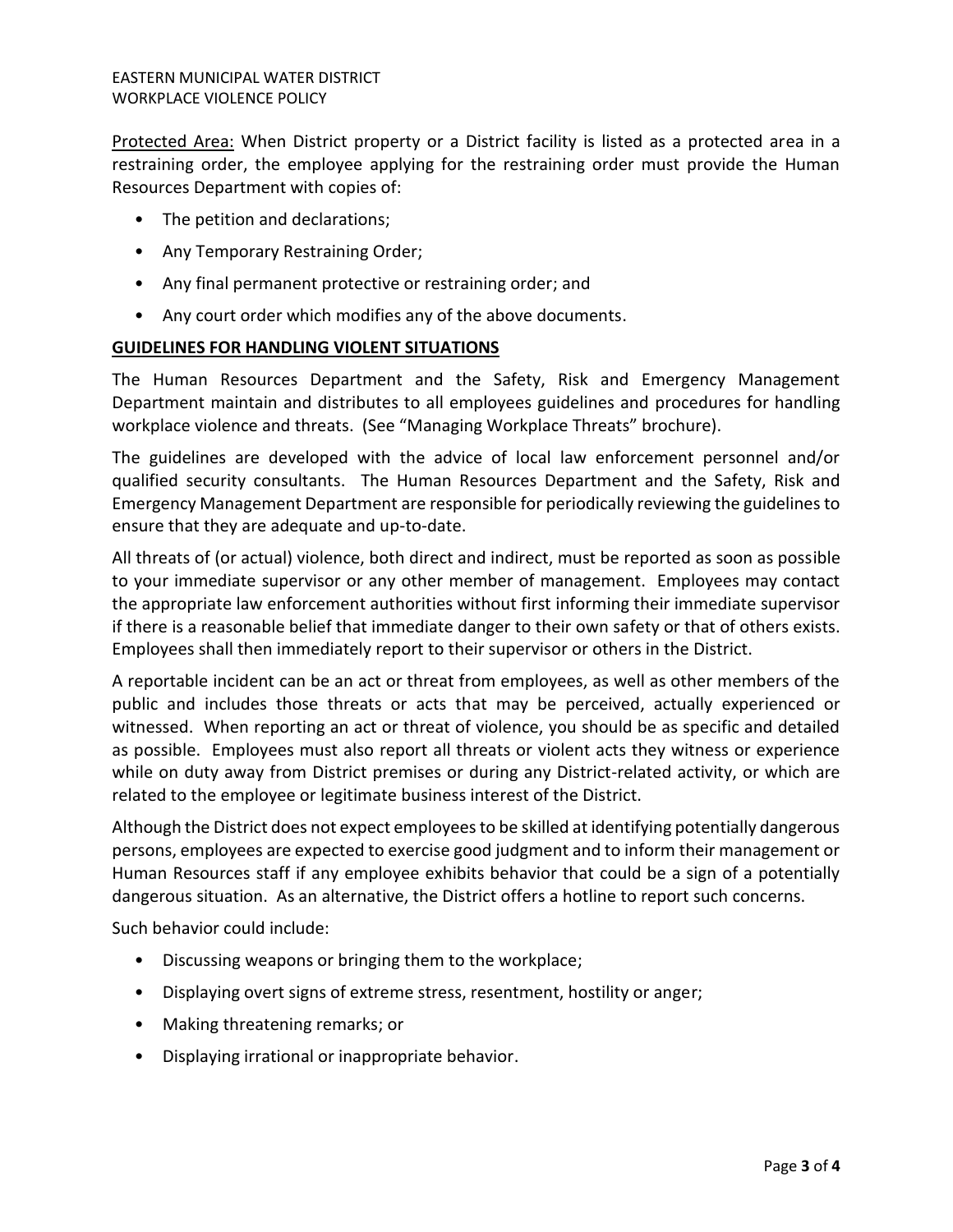Protected Area: When District property or a District facility is listed as a protected area in a restraining order, the employee applying for the restraining order must provide the Human Resources Department with copies of:

- The petition and declarations;
- Any Temporary Restraining Order;
- Any final permanent protective or restraining order; and
- Any court order which modifies any of the above documents.

## GUIDELINES FOR HANDLING VIOLENT SITUATIONS

The Human Resources Department and the Safety, Risk and Emergency Management Department maintain and distributes to all employees guidelines and procedures for handling workplace violence and threats. (See "Managing Workplace Threats" brochure).

The guidelines are developed with the advice of local law enforcement personnel and/or qualified security consultants. The Human Resources Department and the Safety, Risk and Emergency Management Department are responsible for periodically reviewing the guidelines to ensure that they are adequate and up-to-date.

All threats of (or actual) violence, both direct and indirect, must be reported as soon as possible to your immediate supervisor or any other member of management. Employees may contact the appropriate law enforcement authorities without first informing their immediate supervisor if there is a reasonable belief that immediate danger to their own safety or that of others exists. Employees shall then immediately report to their supervisor or others in the District.

A reportable incident can be an act or threat from employees, as well as other members of the public and includes those threats or acts that may be perceived, actually experienced or witnessed. When reporting an act or threat of violence, you should be as specific and detailed as possible. Employees must also report all threats or violent acts they witness or experience while on duty away from District premises or during any District-related activity, or which are related to the employee or legitimate business interest of the District.

Although the District does not expect employees to be skilled at identifying potentially dangerous persons, employees are expected to exercise good judgment and to inform their management or Human Resources staff if any employee exhibits behavior that could be a sign of a potentially dangerous situation. As an alternative, the District offers a hotline to report such concerns.

Such behavior could include:

- Discussing weapons or bringing them to the workplace;
- Displaying overt signs of extreme stress, resentment, hostility or anger;
- Making threatening remarks; or
- Displaying irrational or inappropriate behavior.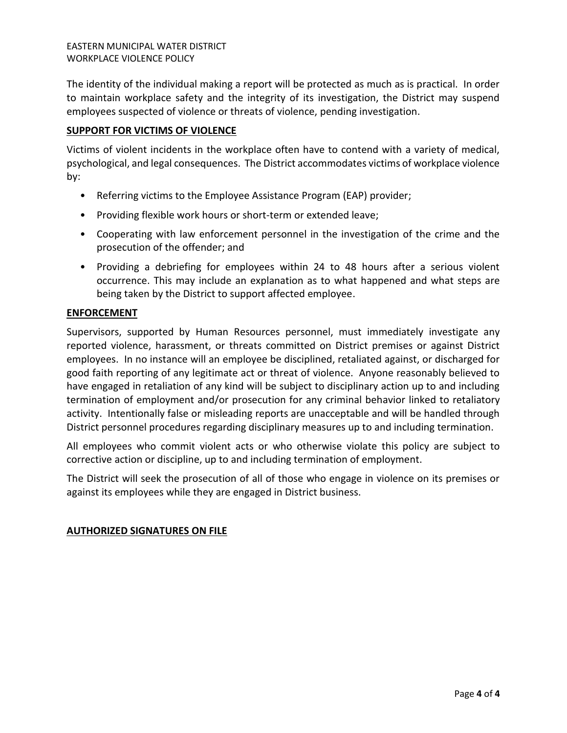The identity of the individual making a report will be protected as much as is practical. In order to maintain workplace safety and the integrity of its investigation, the District may suspend employees suspected of violence or threats of violence, pending investigation.

## SUPPORT FOR VICTIMS OF VIOLENCE

Victims of violent incidents in the workplace often have to contend with a variety of medical, psychological, and legal consequences. The District accommodates victims of workplace violence by:

- Referring victims to the Employee Assistance Program (EAP) provider;
- Providing flexible work hours or short-term or extended leave;
- Cooperating with law enforcement personnel in the investigation of the crime and the prosecution of the offender; and
- Providing a debriefing for employees within 24 to 48 hours after a serious violent occurrence. This may include an explanation as to what happened and what steps are being taken by the District to support affected employee.

## ENFORCEMENT

Supervisors, supported by Human Resources personnel, must immediately investigate any reported violence, harassment, or threats committed on District premises or against District employees. In no instance will an employee be disciplined, retaliated against, or discharged for good faith reporting of any legitimate act or threat of violence. Anyone reasonably believed to have engaged in retaliation of any kind will be subject to disciplinary action up to and including termination of employment and/or prosecution for any criminal behavior linked to retaliatory activity. Intentionally false or misleading reports are unacceptable and will be handled through District personnel procedures regarding disciplinary measures up to and including termination.

All employees who commit violent acts or who otherwise violate this policy are subject to corrective action or discipline, up to and including termination of employment.

The District will seek the prosecution of all of those who engage in violence on its premises or against its employees while they are engaged in District business.

## AUTHORIZED SIGNATURES ON FILE